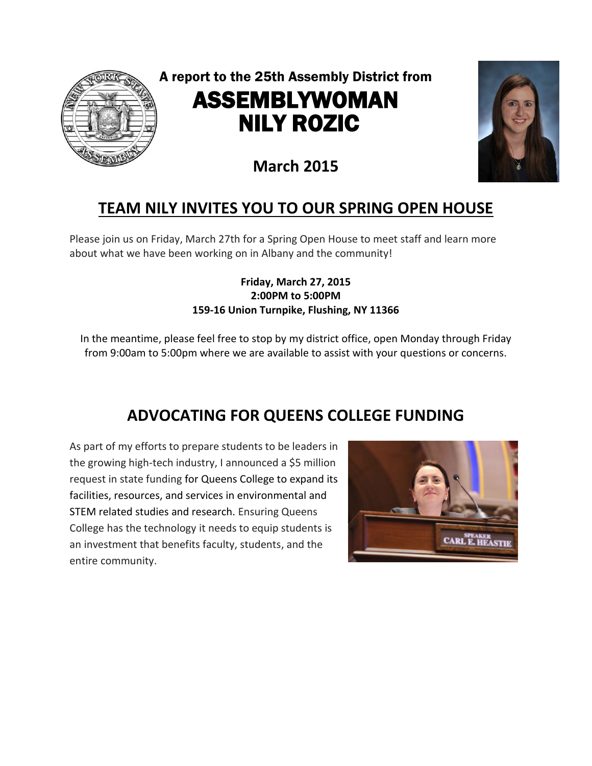A report to the 25th Assembly District from

# ASSEMBLYWOMAN NILY ROZIC

**March 2015**

## TEAM NILY INVITES YOU TO OUR SPRING OPEN HOUSE

Please join us on Friday, March 27th for a Spring Open House to meet staff and learn more about what we have been working on in Albany and the community!

**Friday, March 27, 2015**
**2:00PM to 5:00PM**
**159-16 Union Turnpike, Flushing, NY 11366**

In the meantime, please feel free to stop by my district office, open Monday through Friday from 9:00am to 5:00pm where we are available to assist with your questions or concerns.

## ADVOCATING FOR QUEENS COLLEGE FUNDING

As part of my efforts to prepare students to be leaders in the growing high-tech industry, I announced a $5 million request in state funding for Queens College to expand its facilities, resources, and services in environmental and STEM related studies and research. Ensuring Queens College has the technology it needs to equip students is an investment that benefits faculty, students, and the entire community.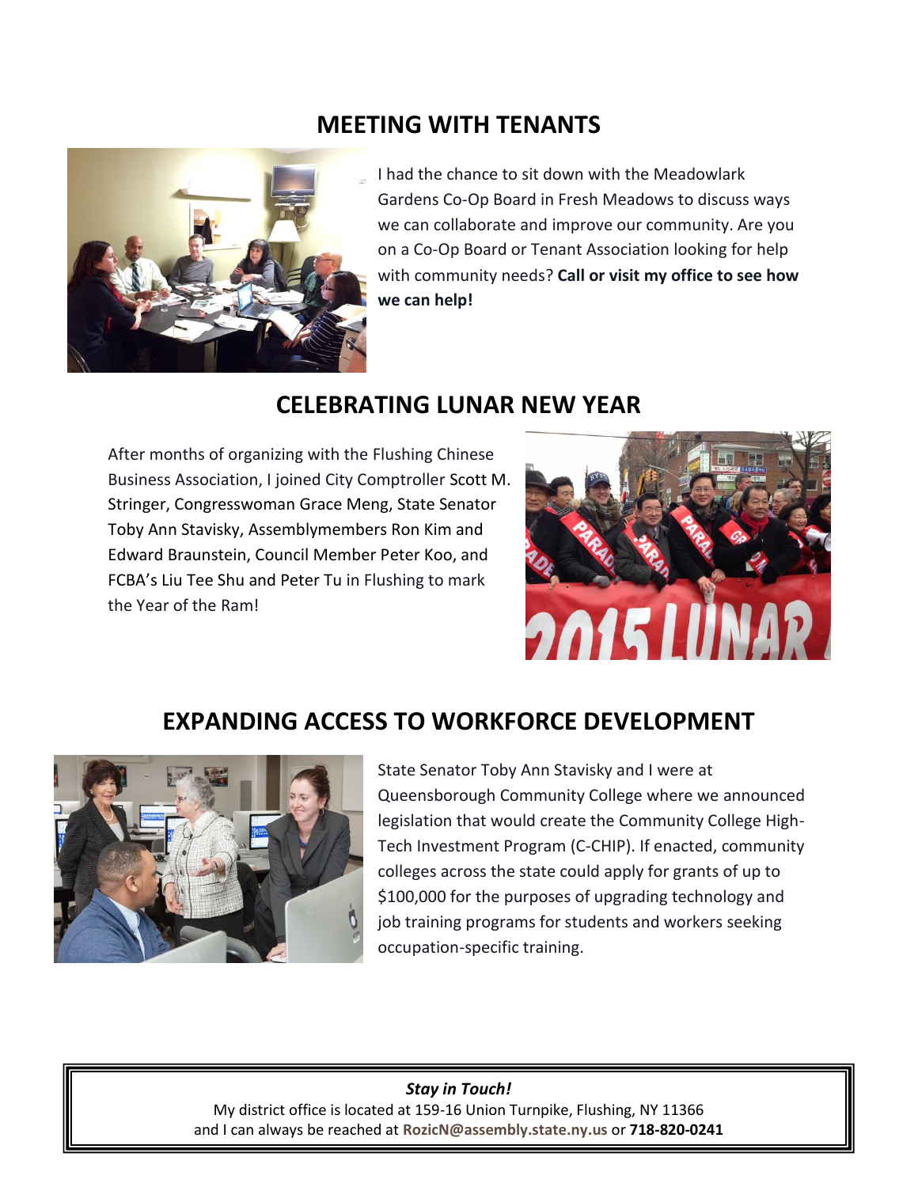## MEETING WITH TENANTS

I had the chance to sit down with the Meadowlark Gardens Co-Op Board in Fresh Meadows to discuss ways we can collaborate and improve our community. Are you on a Co-Op Board or Tenant Association looking for help with community needs? **Call or visit my office to see how we can help!**

## CELEBRATING LUNAR NEW YEAR

After months of organizing with the Flushing Chinese Business Association, I joined City Comptroller Scott M. Stringer, Congresswoman Grace Meng, State Senator Toby Ann Stavisky, Assemblymembers Ron Kim and Edward Braunstein, Council Member Peter Koo, and FCBA's Liu Tee Shu and Peter Tu in Flushing to mark the Year of the Ram!

## EXPANDING ACCESS TO WORKFORCE DEVELOPMENT

State Senator Toby Ann Stavisky and I were at Queensborough Community College where we announced legislation that would create the Community College High-Tech Investment Program (C-CHIP). If enacted, community colleges across the state could apply for grants of up to $100,000 for the purposes of upgrading technology and job training programs for students and workers seeking occupation-specific training.

***Stay in Touch!***

My district office is located at 159-16 Union Turnpike, Flushing, NY 11366
and I can always be reached at **RozicN@assembly.state.ny.us** or **718-820-0241**